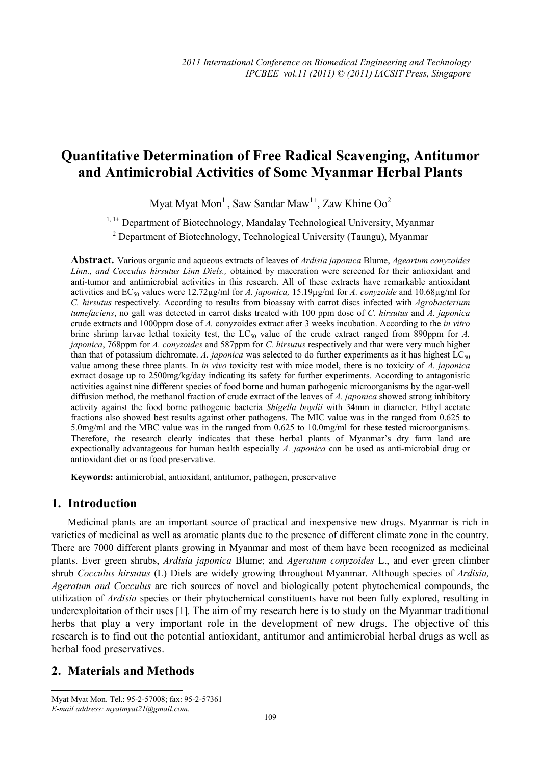# Quantitative Determination of Free Radical Scavenging, Antitumor and Antimicrobial Activities of Some Myanmar Herbal Plants

Myat Myat Mon[1], Saw Sandar Maw[1+], Zaw Khine Oo[2]

[1, 1+] Department of Biotechnology, Mandalay Technological University, Myanmar
[2] Department of Biotechnology, Technological University (Taungu), Myanmar

**Abstract.** Various organic and aqueous extracts of leaves of *Ardisia japonica* Blume, *Ageartum conyzoides Linn., and Cocculus hirsutus Linn Diels.,* obtained by maceration were screened for their antioxidant and anti-tumor and antimicrobial activities in this research. All of these extracts have remarkable antioxidant activities and $EC_{50}$ values were 12.72µg/ml for *A. japonica,* 15.19µg/ml for *A. conyzoide* and 10.68µg/ml for *C. hirsutus* respectively. According to results from bioassay with carrot discs infected with *Agrobacterium tumefaciens*, no gall was detected in carrot disks treated with 100 ppm dose of *C. hirsutus* and *A. japonica* crude extracts and 1000ppm dose of *A.* conyzoides extract after 3 weeks incubation. According to the *in vitro* brine shrimp larvae lethal toxicity test, the $LC_{50}$ value of the crude extract ranged from 890ppm for *A. japonica*, 768ppm for *A. conyzoides* and 587ppm for *C. hirsutus* respectively and that were very much higher than that of potassium dichromate. *A. japonica* was selected to do further experiments as it has highest $LC_{50}$ value among these three plants. In *in vivo* toxicity test with mice model, there is no toxicity of *A. japonica* extract dosage up to 2500mg/kg/day indicating its safety for further experiments. According to antagonistic activities against nine different species of food borne and human pathogenic microorganisms by the agar-well diffusion method, the methanol fraction of crude extract of the leaves of *A. japonica* showed strong inhibitory activity against the food borne pathogenic bacteria *Shigella boydii* with 34mm in diameter. Ethyl acetate fractions also showed best results against other pathogens. The MIC value was in the ranged from 0.625 to 5.0mg/ml and the MBC value was in the ranged from 0.625 to 10.0mg/ml for these tested microorganisms. Therefore, the research clearly indicates that these herbal plants of Myanmar's dry farm land are expectionally advantageous for human health especially *A. japonica* can be used as anti-microbial drug or antioxidant diet or as food preservative.

**Keywords:** antimicrobial, antioxidant, antitumor, pathogen, preservative

## 1. Introduction

Medicinal plants are an important source of practical and inexpensive new drugs. Myanmar is rich in varieties of medicinal as well as aromatic plants due to the presence of different climate zone in the country. There are 7000 different plants growing in Myanmar and most of them have been recognized as medicinal plants. Ever green shrubs, *Ardisia japonica* Blume; and *Ageratum conyzoides* L., and ever green climber shrub *Cocculus hirsutus* (L) Diels are widely growing throughout Myanmar. Although species of *Ardisia, Ageratum and Cocculus* are rich sources of novel and biologically potent phytochemical compounds, the utilization of *Ardisia* species or their phytochemical constituents have not been fully explored, resulting in underexploitation of their uses [1]. The aim of my research here is to study on the Myanmar traditional herbs that play a very important role in the development of new drugs. The objective of this research is to find out the potential antioxidant, antitumor and antimicrobial herbal drugs as well as herbal food preservatives.

## 2. Materials and Methods

Myat Myat Mon. Tel.: 95-2-57008; fax: 95-2-57361
*E-mail address: myatmyat21@gmail.com.*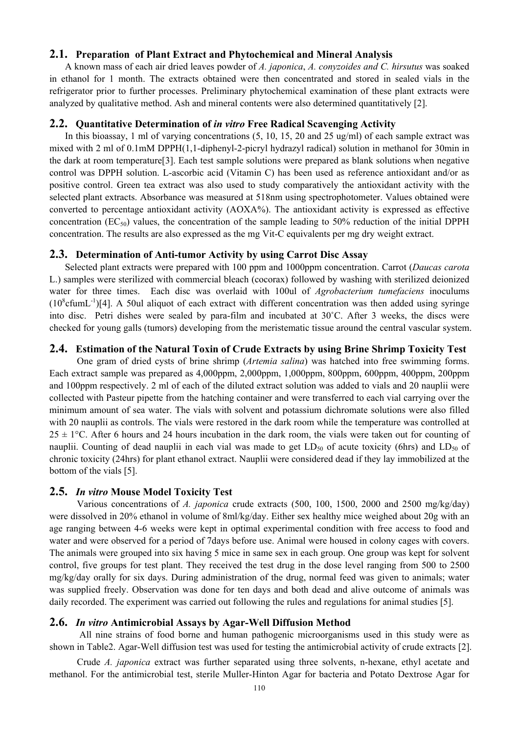## 2.1. Preparation of Plant Extract and Phytochemical and Mineral Analysis

A known mass of each air dried leaves powder of *A. japonica*, *A. conyzoides and C. hirsutus* was soaked in ethanol for 1 month. The extracts obtained were then concentrated and stored in sealed vials in the refrigerator prior to further processes. Preliminary phytochemical examination of these plant extracts were analyzed by qualitative method. Ash and mineral contents were also determined quantitatively [2].

## 2.2. Quantitative Determination of *in vitro* Free Radical Scavenging Activity

In this bioassay, 1 ml of varying concentrations (5, 10, 15, 20 and 25 ug/ml) of each sample extract was mixed with 2 ml of 0.1mM DPPH(1,1-diphenyl-2-picryl hydrazyl radical) solution in methanol for 30min in the dark at room temperature[3]. Each test sample solutions were prepared as blank solutions when negative control was DPPH solution. L-ascorbic acid (Vitamin C) has been used as reference antioxidant and/or as positive control. Green tea extract was also used to study comparatively the antioxidant activity with the selected plant extracts. Absorbance was measured at 518nm using spectrophotometer. Values obtained were converted to percentage antioxidant activity (AOXA%). The antioxidant activity is expressed as effective concentration ($EC_{50}$) values, the concentration of the sample leading to 50% reduction of the initial DPPH concentration. The results are also expressed as the mg Vit-C equivalents per mg dry weight extract.

## 2.3. Determination of Anti-tumor Activity by using Carrot Disc Assay

Selected plant extracts were prepared with 100 ppm and 1000ppm concentration. Carrot (*Daucas carota* L.) samples were sterilized with commercial bleach (cocorax) followed by washing with sterilized deionized water for three times. Each disc was overlaid with 100ul of *Agrobacterium tumefaciens* inoculums ($10^8$cfum$L^{-1}$)[4]. A 50ul aliquot of each extract with different concentration was then added using syringe into disc. Petri dishes were sealed by para-film and incubated at 30˚C. After 3 weeks, the discs were checked for young galls (tumors) developing from the meristematic tissue around the central vascular system.

## 2.4. Estimation of the Natural Toxin of Crude Extracts by using Brine Shrimp Toxicity Test

One gram of dried cysts of brine shrimp (*Artemia salina*) was hatched into free swimming forms. Each extract sample was prepared as 4,000ppm, 2,000ppm, 1,000ppm, 800ppm, 600ppm, 400ppm, 200ppm and 100ppm respectively. 2 ml of each of the diluted extract solution was added to vials and 20 nauplii were collected with Pasteur pipette from the hatching container and were transferred to each vial carrying over the minimum amount of sea water. The vials with solvent and potassium dichromate solutions were also filled with 20 nauplii as controls. The vials were restored in the dark room while the temperature was controlled at 25 ± 1°C. After 6 hours and 24 hours incubation in the dark room, the vials were taken out for counting of nauplii. Counting of dead nauplii in each vial was made to get $LD_{50}$ of acute toxicity (6hrs) and $LD_{50}$ of chronic toxicity (24hrs) for plant ethanol extract. Nauplii were considered dead if they lay immobilized at the bottom of the vials [5].

## 2.5. *In vitro* Mouse Model Toxicity Test

Various concentrations of *A. japonica* crude extracts (500, 100, 1500, 2000 and 2500 mg/kg/day) were dissolved in 20% ethanol in volume of 8ml/kg/day. Either sex healthy mice weighed about 20g with an age ranging between 4-6 weeks were kept in optimal experimental condition with free access to food and water and were observed for a period of 7days before use. Animal were housed in colony cages with covers. The animals were grouped into six having 5 mice in same sex in each group. One group was kept for solvent control, five groups for test plant. They received the test drug in the dose level ranging from 500 to 2500 mg/kg/day orally for six days. During administration of the drug, normal feed was given to animals; water was supplied freely. Observation was done for ten days and both dead and alive outcome of animals was daily recorded. The experiment was carried out following the rules and regulations for animal studies [5].

## 2.6. *In vitro* Antimicrobial Assays by Agar-Well Diffusion Method

All nine strains of food borne and human pathogenic microorganisms used in this study were as shown in Table2. Agar-Well diffusion test was used for testing the antimicrobial activity of crude extracts [2].

Crude *A. japonica* extract was further separated using three solvents, n-hexane, ethyl acetate and methanol. For the antimicrobial test, sterile Muller-Hinton Agar for bacteria and Potato Dextrose Agar for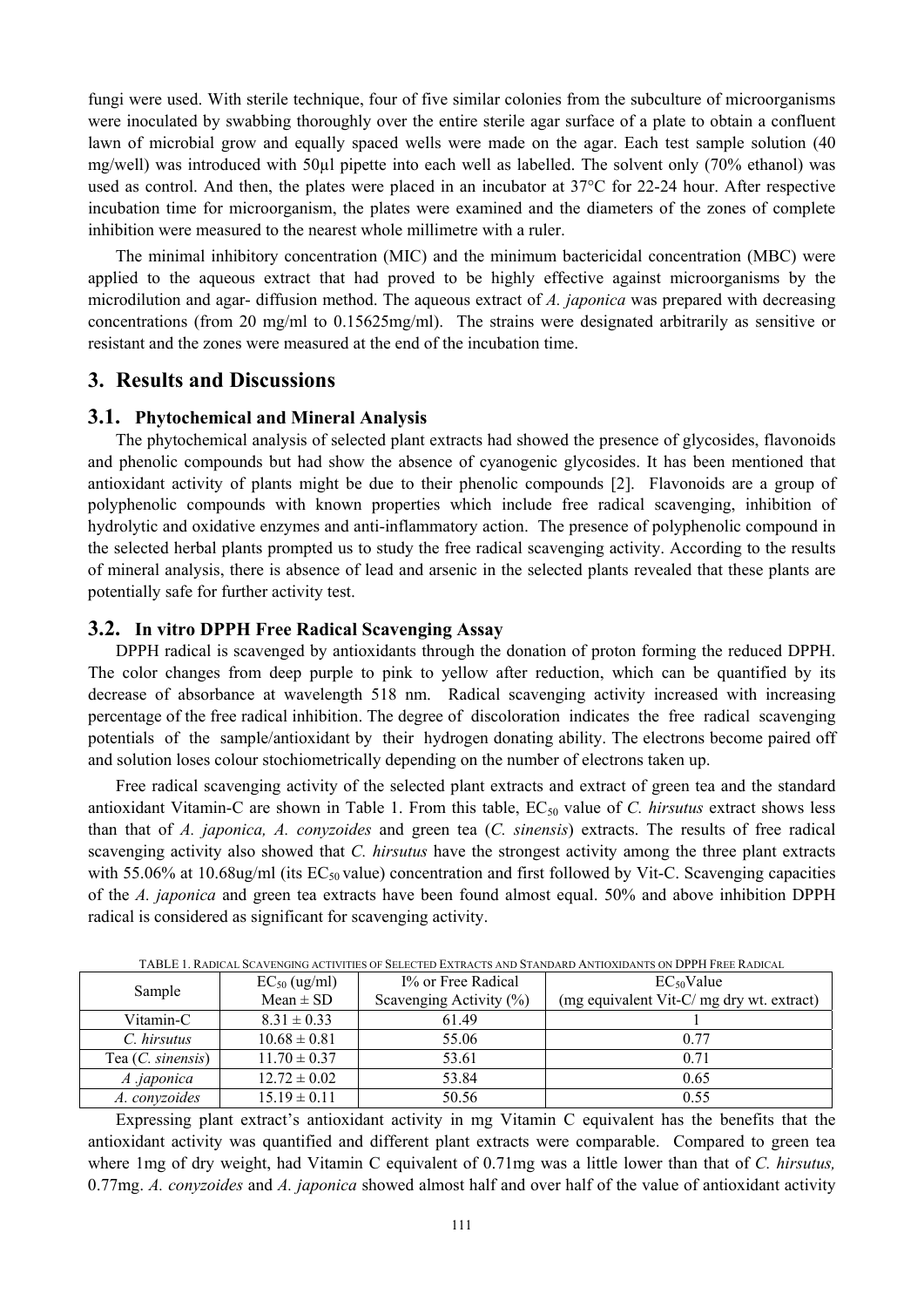fungi were used. With sterile technique, four of five similar colonies from the subculture of microorganisms were inoculated by swabbing thoroughly over the entire sterile agar surface of a plate to obtain a confluent lawn of microbial grow and equally spaced wells were made on the agar. Each test sample solution (40 mg/well) was introduced with 50µl pipette into each well as labelled. The solvent only (70% ethanol) was used as control. And then, the plates were placed in an incubator at 37°C for 22-24 hour. After respective incubation time for microorganism, the plates were examined and the diameters of the zones of complete inhibition were measured to the nearest whole millimetre with a ruler.

The minimal inhibitory concentration (MIC) and the minimum bactericidal concentration (MBC) were applied to the aqueous extract that had proved to be highly effective against microorganisms by the microdilution and agar- diffusion method. The aqueous extract of *A. japonica* was prepared with decreasing concentrations (from 20 mg/ml to 0.15625mg/ml). The strains were designated arbitrarily as sensitive or resistant and the zones were measured at the end of the incubation time.

## 3. Results and Discussions

### 3.1. Phytochemical and Mineral Analysis

The phytochemical analysis of selected plant extracts had showed the presence of glycosides, flavonoids and phenolic compounds but had show the absence of cyanogenic glycosides. It has been mentioned that antioxidant activity of plants might be due to their phenolic compounds [2]. Flavonoids are a group of polyphenolic compounds with known properties which include free radical scavenging, inhibition of hydrolytic and oxidative enzymes and anti-inflammatory action. The presence of polyphenolic compound in the selected herbal plants prompted us to study the free radical scavenging activity. According to the results of mineral analysis, there is absence of lead and arsenic in the selected plants revealed that these plants are potentially safe for further activity test.

### 3.2. In vitro DPPH Free Radical Scavenging Assay

DPPH radical is scavenged by antioxidants through the donation of proton forming the reduced DPPH. The color changes from deep purple to pink to yellow after reduction, which can be quantified by its decrease of absorbance at wavelength 518 nm. Radical scavenging activity increased with increasing percentage of the free radical inhibition. The degree of discoloration indicates the free radical scavenging potentials of the sample/antioxidant by their hydrogen donating ability. The electrons become paired off and solution loses colour stochiometrically depending on the number of electrons taken up.

Free radical scavenging activity of the selected plant extracts and extract of green tea and the standard antioxidant Vitamin-C are shown in Table 1. From this table, $EC_{50}$ value of *C. hirsutus* extract shows less than that of *A. japonica, A. conyzoides* and green tea (*C. sinensis*) extracts. The results of free radical scavenging activity also showed that *C. hirsutus* have the strongest activity among the three plant extracts with 55.06% at 10.68ug/ml (its $EC_{50}$ value) concentration and first followed by Vit-C. Scavenging capacities of the *A. japonica* and green tea extracts have been found almost equal. 50% and above inhibition DPPH radical is considered as significant for scavenging activity.

TABLE 1. RADICAL SCAVENGING ACTIVITIES OF SELECTED EXTRACTS AND STANDARD ANTIOXIDANTS ON DPPH FREE RADICAL

| Sample | $EC_{50}$ (ug/ml) Mean ± SD | I% or Free Radical Scavenging Activity (%) | $EC_{50}$Value (mg equivalent Vit-C/ mg dry wt. extract) |
|---|---|---|---|
| Vitamin-C | 8.31 ± 0.33 | 61.49 | 1 |
| *C. hirsutus* | 10.68 ± 0.81 | 55.06 | 0.77 |
| Tea (*C. sinensis*) | 11.70 ± 0.37 | 53.61 | 0.71 |
| *A .japonica* | 12.72 ± 0.02 | 53.84 | 0.65 |
| *A. conyzoides* | 15.19 ± 0.11 | 50.56 | 0.55 |

Expressing plant extract's antioxidant activity in mg Vitamin C equivalent has the benefits that the antioxidant activity was quantified and different plant extracts were comparable. Compared to green tea where 1mg of dry weight, had Vitamin C equivalent of 0.71mg was a little lower than that of *C. hirsutus,* 0.77mg. *A. conyzoides* and *A. japonica* showed almost half and over half of the value of antioxidant activity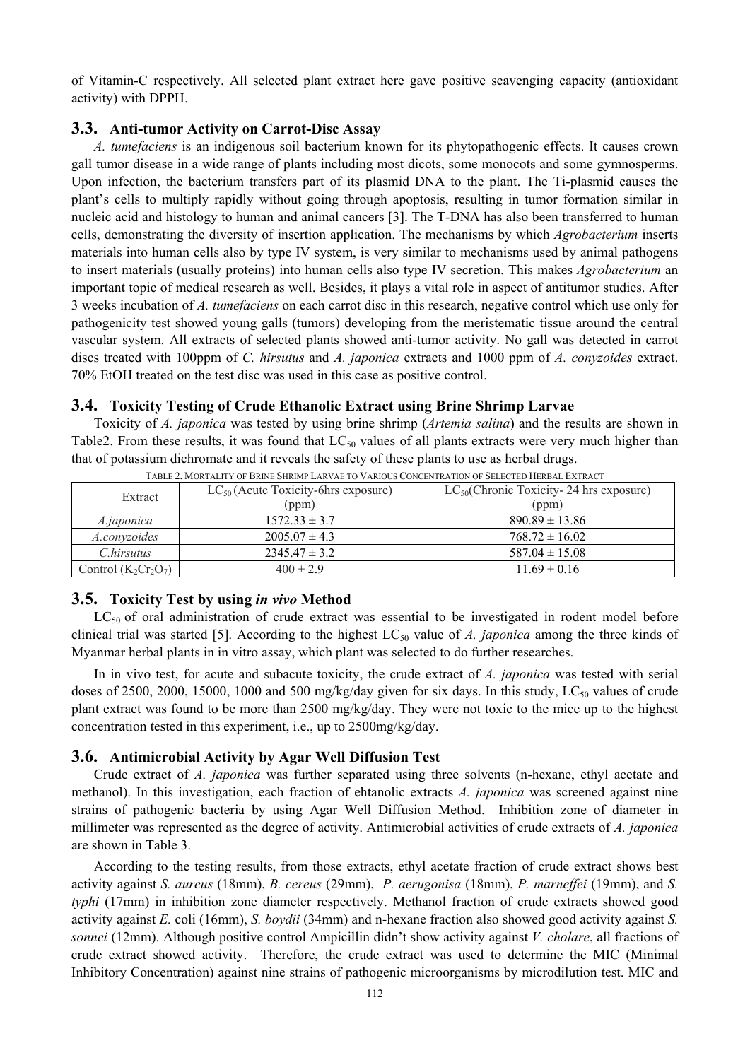of Vitamin-C respectively. All selected plant extract here gave positive scavenging capacity (antioxidant activity) with DPPH.

## 3.3. Anti-tumor Activity on Carrot-Disc Assay

*A. tumefaciens* is an indigenous soil bacterium known for its phytopathogenic effects. It causes crown gall tumor disease in a wide range of plants including most dicots, some monocots and some gymnosperms. Upon infection, the bacterium transfers part of its plasmid DNA to the plant. The Ti-plasmid causes the plant's cells to multiply rapidly without going through apoptosis, resulting in tumor formation similar in nucleic acid and histology to human and animal cancers [3]. The T-DNA has also been transferred to human cells, demonstrating the diversity of insertion application. The mechanisms by which *Agrobacterium* inserts materials into human cells also by type IV system, is very similar to mechanisms used by animal pathogens to insert materials (usually proteins) into human cells also type IV secretion. This makes *Agrobacterium* an important topic of medical research as well. Besides, it plays a vital role in aspect of antitumor studies. After 3 weeks incubation of *A. tumefaciens* on each carrot disc in this research, negative control which use only for pathogenicity test showed young galls (tumors) developing from the meristematic tissue around the central vascular system. All extracts of selected plants showed anti-tumor activity. No gall was detected in carrot discs treated with 100ppm of *C. hirsutus* and *A. japonica* extracts and 1000 ppm of *A. conyzoides* extract. 70% EtOH treated on the test disc was used in this case as positive control.

## 3.4. Toxicity Testing of Crude Ethanolic Extract using Brine Shrimp Larvae

Toxicity of *A. japonica* was tested by using brine shrimp (*Artemia salina*) and the results are shown in Table2. From these results, it was found that $LC_{50}$ values of all plants extracts were very much higher than that of potassium dichromate and it reveals the safety of these plants to use as herbal drugs.

TABLE 2. MORTALITY OF BRINE SHRIMP LARVAE TO VARIOUS CONCENTRATION OF SELECTED HERBAL EXTRACT

| Extract | $LC_{50}$ (Acute Toxicity-6hrs exposure) (ppm) | $LC_{50}$(Chronic Toxicity- 24 hrs exposure) (ppm) |
|---|---|---|
| *A.japonica* | 1572.33 ± 3.7 | 890.89 ± 13.86 |
| *A.conyzoides* | 2005.07 ± 4.3 | 768.72 ± 16.02 |
| *C.hirsutus* | 2345.47 ± 3.2 | 587.04 ± 15.08 |
| Control ($K_2Cr_2O_7$) | 400 ± 2.9 | 11.69 ± 0.16 |

## 3.5. Toxicity Test by using *in vivo* Method

$LC_{50}$ of oral administration of crude extract was essential to be investigated in rodent model before clinical trial was started [5]. According to the highest $LC_{50}$ value of *A. japonica* among the three kinds of Myanmar herbal plants in in vitro assay, which plant was selected to do further researches.

In in vivo test, for acute and subacute toxicity, the crude extract of *A. japonica* was tested with serial doses of 2500, 2000, 15000, 1000 and 500 mg/kg/day given for six days. In this study, $LC_{50}$ values of crude plant extract was found to be more than 2500 mg/kg/day. They were not toxic to the mice up to the highest concentration tested in this experiment, i.e., up to 2500mg/kg/day.

## 3.6. Antimicrobial Activity by Agar Well Diffusion Test

Crude extract of *A. japonica* was further separated using three solvents (n-hexane, ethyl acetate and methanol). In this investigation, each fraction of ehtanolic extracts *A. japonica* was screened against nine strains of pathogenic bacteria by using Agar Well Diffusion Method. Inhibition zone of diameter in millimeter was represented as the degree of activity. Antimicrobial activities of crude extracts of *A. japonica* are shown in Table 3.

According to the testing results, from those extracts, ethyl acetate fraction of crude extract shows best activity against *S. aureus* (18mm), *B. cereus* (29mm), *P. aerugonisa* (18mm), *P. marneffei* (19mm), and *S. typhi* (17mm) in inhibition zone diameter respectively. Methanol fraction of crude extracts showed good activity against *E.* coli (16mm), *S. boydii* (34mm) and n-hexane fraction also showed good activity against *S. sonnei* (12mm). Although positive control Ampicillin didn't show activity against *V. cholare*, all fractions of crude extract showed activity. Therefore, the crude extract was used to determine the MIC (Minimal Inhibitory Concentration) against nine strains of pathogenic microorganisms by microdilution test. MIC and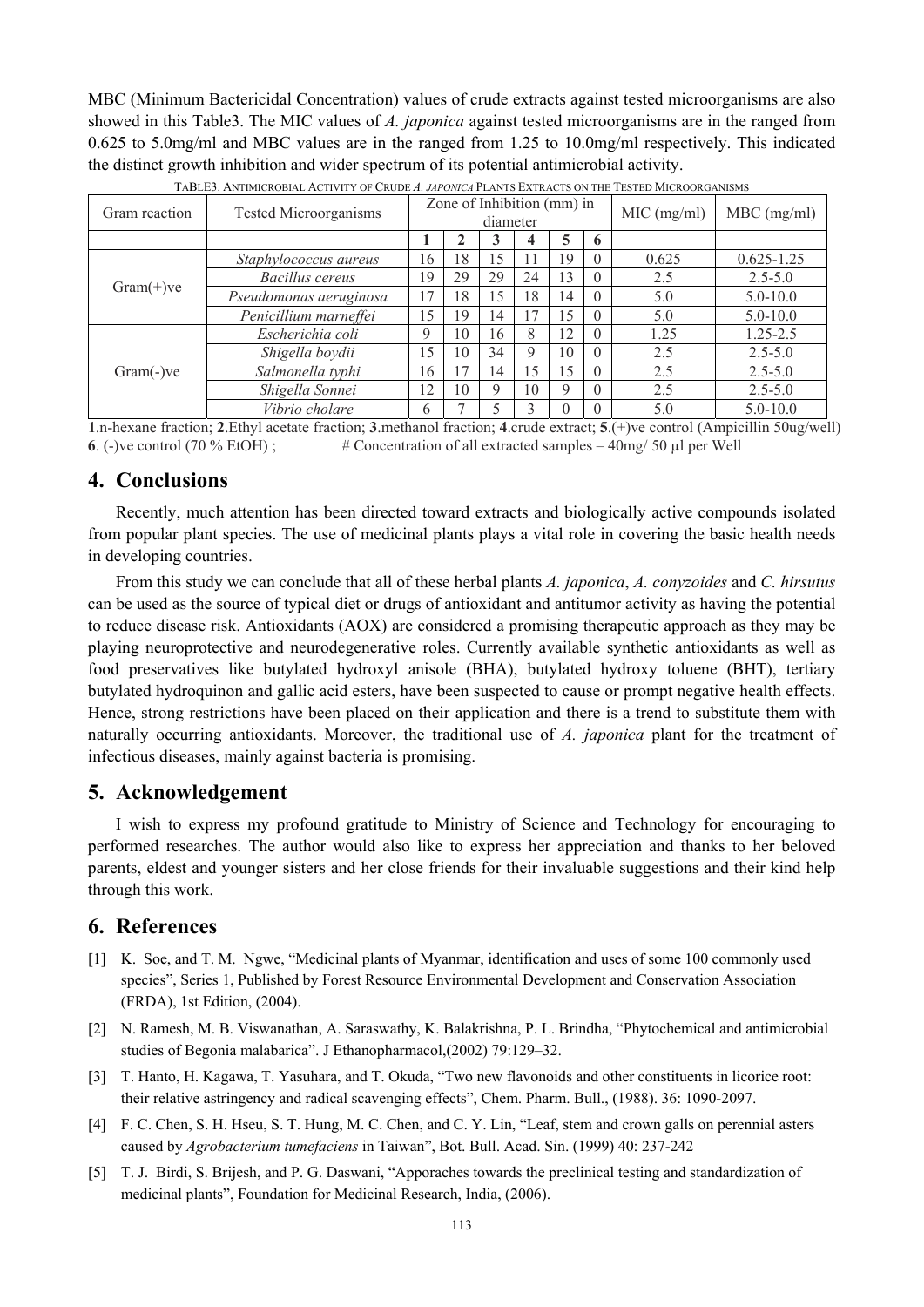MBC (Minimum Bactericidal Concentration) values of crude extracts against tested microorganisms are also showed in this Table3. The MIC values of *A. japonica* against tested microorganisms are in the ranged from 0.625 to 5.0mg/ml and MBC values are in the ranged from 1.25 to 10.0mg/ml respectively. This indicated the distinct growth inhibition and wider spectrum of its potential antimicrobial activity.

TABLE3. ANTIMICROBIAL ACTIVITY OF CRUDE *A. JAPONICA* PLANTS EXTRACTS ON THE TESTED MICROORGANISMS

| Gram reaction | Tested Microorganisms | Zone of Inhibition (mm) in diameter | | | | | | MIC (mg/ml) | MBC (mg/ml) |
|---|---|---|---|---|---|---|---|---|---|
| | | **1** | **2** | **3** | **4** | **5** | **6** | | |
| Gram(+)ve | *Staphylococcus aureus* | 16 | 18 | 15 | 11 | 19 | 0 | 0.625 | 0.625-1.25 |
| | *Bacillus cereus* | 19 | 29 | 29 | 24 | 13 | 0 | 2.5 | 2.5-5.0 |
| | *Pseudomonas aeruginosa* | 17 | 18 | 15 | 18 | 14 | 0 | 5.0 | 5.0-10.0 |
| | *Penicillium marneffei* | 15 | 19 | 14 | 17 | 15 | 0 | 5.0 | 5.0-10.0 |
| Gram(-)ve | *Escherichia coli* | 9 | 10 | 16 | 8 | 12 | 0 | 1.25 | 1.25-2.5 |
| | *Shigella boydii* | 15 | 10 | 34 | 9 | 10 | 0 | 2.5 | 2.5-5.0 |
| | *Salmonella typhi* | 16 | 17 | 14 | 15 | 15 | 0 | 2.5 | 2.5-5.0 |
| | *Shigella Sonnei* | 12 | 10 | 9 | 10 | 9 | 0 | 2.5 | 2.5-5.0 |
| | *Vibrio cholare* | 6 | 7 | 5 | 3 | 0 | 0 | 5.0 | 5.0-10.0 |

**1**.n-hexane fraction; **2**.Ethyl acetate fraction; **3**.methanol fraction; **4**.crude extract; **5**.(+)ve control (Ampicillin 50ug/well) **6**. (-)ve control (70 % EtOH) ; # Concentration of all extracted samples – 40mg/ 50 µl per Well

## 4. Conclusions

Recently, much attention has been directed toward extracts and biologically active compounds isolated from popular plant species. The use of medicinal plants plays a vital role in covering the basic health needs in developing countries.

From this study we can conclude that all of these herbal plants *A. japonica*, *A. conyzoides* and *C. hirsutus* can be used as the source of typical diet or drugs of antioxidant and antitumor activity as having the potential to reduce disease risk. Antioxidants (AOX) are considered a promising therapeutic approach as they may be playing neuroprotective and neurodegenerative roles. Currently available synthetic antioxidants as well as food preservatives like butylated hydroxyl anisole (BHA), butylated hydroxy toluene (BHT), tertiary butylated hydroquinon and gallic acid esters, have been suspected to cause or prompt negative health effects. Hence, strong restrictions have been placed on their application and there is a trend to substitute them with naturally occurring antioxidants. Moreover, the traditional use of *A. japonica* plant for the treatment of infectious diseases, mainly against bacteria is promising.

## 5. Acknowledgement

I wish to express my profound gratitude to Ministry of Science and Technology for encouraging to performed researches. The author would also like to express her appreciation and thanks to her beloved parents, eldest and younger sisters and her close friends for their invaluable suggestions and their kind help through this work.

## 6. References

[1] K. Soe, and T. M. Ngwe, "Medicinal plants of Myanmar, identification and uses of some 100 commonly used species", Series 1, Published by Forest Resource Environmental Development and Conservation Association (FRDA), 1st Edition, (2004).

[2] N. Ramesh, M. B. Viswanathan, A. Saraswathy, K. Balakrishna, P. L. Brindha, "Phytochemical and antimicrobial studies of Begonia malabarica". J Ethanopharmacol,(2002) 79:129–32.

[3] T. Hanto, H. Kagawa, T. Yasuhara, and T. Okuda, "Two new flavonoids and other constituents in licorice root: their relative astringency and radical scavenging effects", Chem. Pharm. Bull., (1988). 36: 1090-2097.

[4] F. C. Chen, S. H. Hseu, S. T. Hung, M. C. Chen, and C. Y. Lin, "Leaf, stem and crown galls on perennial asters caused by *Agrobacterium tumefaciens* in Taiwan", Bot. Bull. Acad. Sin. (1999) 40: 237-242

[5] T. J. Birdi, S. Brijesh, and P. G. Daswani, "Apporaches towards the preclinical testing and standardization of medicinal plants", Foundation for Medicinal Research, India, (2006).